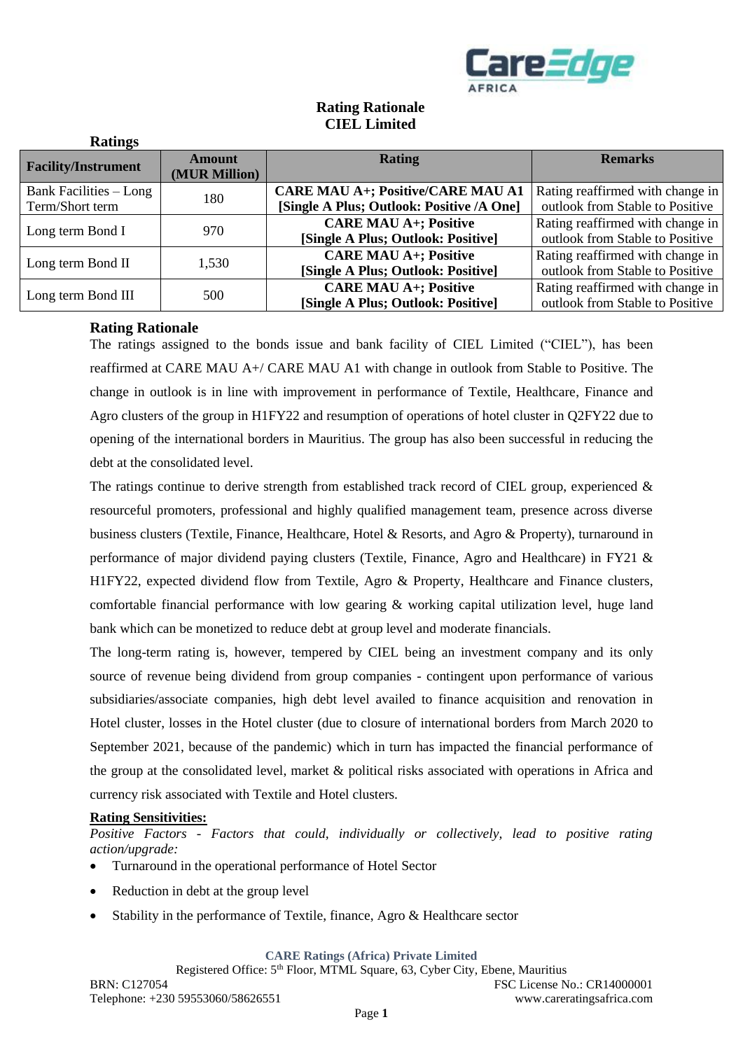# Rating Rationale
# CIEL Limited

**Ratings**

| Facility/Instrument | Amount (MUR Million) | Rating | Remarks |
|---|---|---|---|
| Bank Facilities – Long Term/Short term | 180 | **CARE MAU A+; Positive/CARE MAU A1 [Single A Plus; Outlook: Positive /A One]** | Rating reaffirmed with change in outlook from Stable to Positive |
| Long term Bond I | 970 | **CARE MAU A+; Positive [Single A Plus; Outlook: Positive]** | Rating reaffirmed with change in outlook from Stable to Positive |
| Long term Bond II | 1,530 | **CARE MAU A+; Positive [Single A Plus; Outlook: Positive]** | Rating reaffirmed with change in outlook from Stable to Positive |
| Long term Bond III | 500 | **CARE MAU A+; Positive [Single A Plus; Outlook: Positive]** | Rating reaffirmed with change in outlook from Stable to Positive |

## Rating Rationale

The ratings assigned to the bonds issue and bank facility of CIEL Limited ("CIEL"), has been reaffirmed at CARE MAU A+/ CARE MAU A1 with change in outlook from Stable to Positive. The change in outlook is in line with improvement in performance of Textile, Healthcare, Finance and Agro clusters of the group in H1FY22 and resumption of operations of hotel cluster in Q2FY22 due to opening of the international borders in Mauritius. The group has also been successful in reducing the debt at the consolidated level.

The ratings continue to derive strength from established track record of CIEL group, experienced & resourceful promoters, professional and highly qualified management team, presence across diverse business clusters (Textile, Finance, Healthcare, Hotel & Resorts, and Agro & Property), turnaround in performance of major dividend paying clusters (Textile, Finance, Agro and Healthcare) in FY21 & H1FY22, expected dividend flow from Textile, Agro & Property, Healthcare and Finance clusters, comfortable financial performance with low gearing & working capital utilization level, huge land bank which can be monetized to reduce debt at group level and moderate financials.

The long-term rating is, however, tempered by CIEL being an investment company and its only source of revenue being dividend from group companies - contingent upon performance of various subsidiaries/associate companies, high debt level availed to finance acquisition and renovation in Hotel cluster, losses in the Hotel cluster (due to closure of international borders from March 2020 to September 2021, because of the pandemic) which in turn has impacted the financial performance of the group at the consolidated level, market & political risks associated with operations in Africa and currency risk associated with Textile and Hotel clusters.

**Rating Sensitivities:**

*Positive Factors - Factors that could, individually or collectively, lead to positive rating action/upgrade:*

- Turnaround in the operational performance of Hotel Sector
- Reduction in debt at the group level
- Stability in the performance of Textile, finance, Agro & Healthcare sector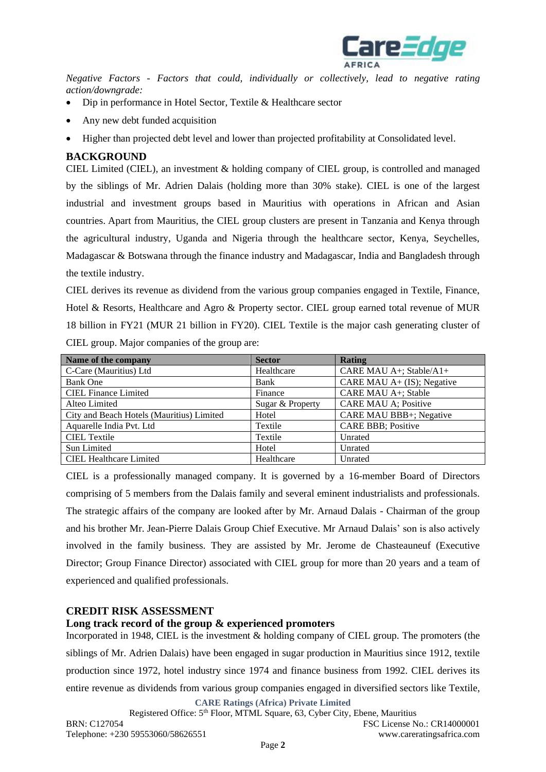*Negative Factors - Factors that could, individually or collectively, lead to negative rating action/downgrade:*

- Dip in performance in Hotel Sector, Textile & Healthcare sector
- Any new debt funded acquisition
- Higher than projected debt level and lower than projected profitability at Consolidated level.

## BACKGROUND

CIEL Limited (CIEL), an investment & holding company of CIEL group, is controlled and managed by the siblings of Mr. Adrien Dalais (holding more than 30% stake). CIEL is one of the largest industrial and investment groups based in Mauritius with operations in African and Asian countries. Apart from Mauritius, the CIEL group clusters are present in Tanzania and Kenya through the agricultural industry, Uganda and Nigeria through the healthcare sector, Kenya, Seychelles, Madagascar & Botswana through the finance industry and Madagascar, India and Bangladesh through the textile industry.

CIEL derives its revenue as dividend from the various group companies engaged in Textile, Finance, Hotel & Resorts, Healthcare and Agro & Property sector. CIEL group earned total revenue of MUR 18 billion in FY21 (MUR 21 billion in FY20). CIEL Textile is the major cash generating cluster of CIEL group. Major companies of the group are:

| Name of the company | Sector | Rating |
|---|---|---|
| C-Care (Mauritius) Ltd | Healthcare | CARE MAU A+; Stable/A1+ |
| Bank One | Bank | CARE MAU A+ (IS); Negative |
| CIEL Finance Limited | Finance | CARE MAU A+; Stable |
| Alteo Limited | Sugar & Property | CARE MAU A; Positive |
| City and Beach Hotels (Mauritius) Limited | Hotel | CARE MAU BBB+; Negative |
| Aquarelle India Pvt. Ltd | Textile | CARE BBB; Positive |
| CIEL Textile | Textile | Unrated |
| Sun Limited | Hotel | Unrated |
| CIEL Healthcare Limited | Healthcare | Unrated |

CIEL is a professionally managed company. It is governed by a 16-member Board of Directors comprising of 5 members from the Dalais family and several eminent industrialists and professionals. The strategic affairs of the company are looked after by Mr. Arnaud Dalais - Chairman of the group and his brother Mr. Jean-Pierre Dalais Group Chief Executive. Mr Arnaud Dalais' son is also actively involved in the family business. They are assisted by Mr. Jerome de Chasteauneuf (Executive Director; Group Finance Director) associated with CIEL group for more than 20 years and a team of experienced and qualified professionals.

## CREDIT RISK ASSESSMENT

### Long track record of the group & experienced promoters

Incorporated in 1948, CIEL is the investment & holding company of CIEL group. The promoters (the siblings of Mr. Adrien Dalais) have been engaged in sugar production in Mauritius since 1912, textile production since 1972, hotel industry since 1974 and finance business from 1992. CIEL derives its entire revenue as dividends from various group companies engaged in diversified sectors like Textile,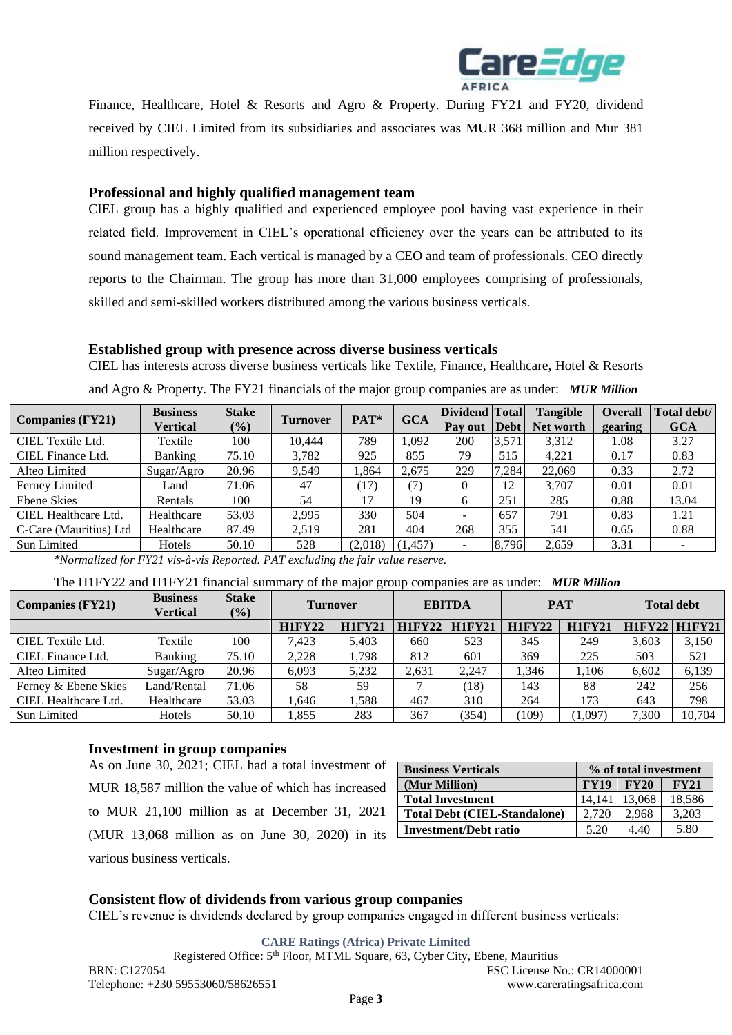Finance, Healthcare, Hotel & Resorts and Agro & Property. During FY21 and FY20, dividend received by CIEL Limited from its subsidiaries and associates was MUR 368 million and Mur 381 million respectively.

### Professional and highly qualified management team

CIEL group has a highly qualified and experienced employee pool having vast experience in their related field. Improvement in CIEL's operational efficiency over the years can be attributed to its sound management team. Each vertical is managed by a CEO and team of professionals. CEO directly reports to the Chairman. The group has more than 31,000 employees comprising of professionals, skilled and semi-skilled workers distributed among the various business verticals.

### Established group with presence across diverse business verticals

CIEL has interests across diverse business verticals like Textile, Finance, Healthcare, Hotel & Resorts and Agro & Property. The FY21 financials of the major group companies are as under: ***MUR Million***

| Companies (FY21) | Business Vertical | Stake (%) | Turnover | PAT* | GCA | Dividend Pay out | Total Debt | Tangible Net worth | Overall gearing | Total debt/ GCA |
|---|---|---|---|---|---|---|---|---|---|---|
| CIEL Textile Ltd. | Textile | 100 | 10,444 | 789 | 1,092 | 200 | 3,571 | 3,312 | 1.08 | 3.27 |
| CIEL Finance Ltd. | Banking | 75.10 | 3,782 | 925 | 855 | 79 | 515 | 4,221 | 0.17 | 0.83 |
| Alteo Limited | Sugar/Agro | 20.96 | 9,549 | 1,864 | 2,675 | 229 | 7,284 | 22,069 | 0.33 | 2.72 |
| Ferney Limited | Land | 71.06 | 47 | (17) | (7) | 0 | 12 | 3,707 | 0.01 | 0.01 |
| Ebene Skies | Rentals | 100 | 54 | 17 | 19 | 6 | 251 | 285 | 0.88 | 13.04 |
| CIEL Healthcare Ltd. | Healthcare | 53.03 | 2,995 | 330 | 504 | - | 657 | 791 | 0.83 | 1.21 |
| C-Care (Mauritius) Ltd | Healthcare | 87.49 | 2,519 | 281 | 404 | 268 | 355 | 541 | 0.65 | 0.88 |
| Sun Limited | Hotels | 50.10 | 528 | (2,018) | (1,457) | - | 8,796 | 2,659 | 3.31 | - |

*\*Normalized for FY21 vis-à-vis Reported. PAT excluding the fair value reserve.*

The H1FY22 and H1FY21 financial summary of the major group companies are as under: ***MUR Million***

| Companies (FY21) | Business Vertical | Stake (%) | Turnover | | EBITDA | | PAT | | Total debt | |
|---|---|---|---|---|---|---|---|---|---|---|
| | | | H1FY22 | H1FY21 | H1FY22 | H1FY21 | H1FY22 | H1FY21 | H1FY22 | H1FY21 |
| CIEL Textile Ltd. | Textile | 100 | 7,423 | 5,403 | 660 | 523 | 345 | 249 | 3,603 | 3,150 |
| CIEL Finance Ltd. | Banking | 75.10 | 2,228 | 1,798 | 812 | 601 | 369 | 225 | 503 | 521 |
| Alteo Limited | Sugar/Agro | 20.96 | 6,093 | 5,232 | 2,631 | 2,247 | 1,346 | 1,106 | 6,602 | 6,139 |
| Ferney & Ebene Skies | Land/Rental | 71.06 | 58 | 59 | 7 | (18) | 143 | 88 | 242 | 256 |
| CIEL Healthcare Ltd. | Healthcare | 53.03 | 1,646 | 1,588 | 467 | 310 | 264 | 173 | 643 | 798 |
| Sun Limited | Hotels | 50.10 | 1,855 | 283 | 367 | (354) | (109) | (1,097) | 7,300 | 10,704 |

### Investment in group companies

As on June 30, 2021; CIEL had a total investment of MUR 18,587 million the value of which has increased to MUR 21,100 million as at December 31, 2021 (MUR 13,068 million as on June 30, 2020) in its various business verticals.

| Business Verticals | % of total investment | | |
|---|---|---|---|
| (Mur Million) | FY19 | FY20 | FY21 |
| Total Investment | 14,141 | 13,068 | 18,586 |
| Total Debt (CIEL-Standalone) | 2,720 | 2,968 | 3,203 |
| Investment/Debt ratio | 5.20 | 4.40 | 5.80 |

### Consistent flow of dividends from various group companies

CIEL's revenue is dividends declared by group companies engaged in different business verticals: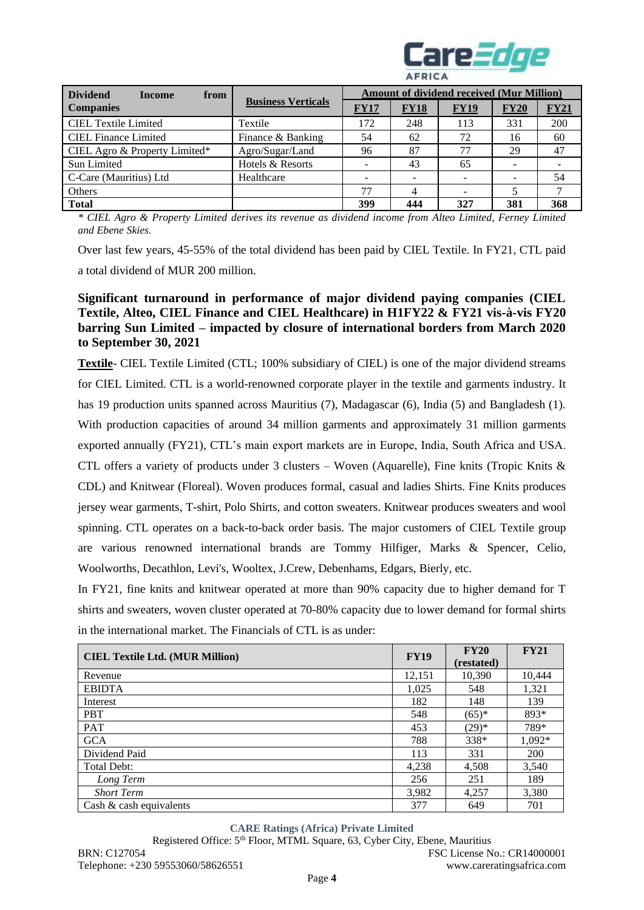| Dividend Income from Companies | Business Verticals | Amount of dividend received (Mur Million) | | | | |
|---|---|---|---|---|---|---|
| | | FY17 | FY18 | FY19 | FY20 | FY21 |
| CIEL Textile Limited | Textile | 172 | 248 | 113 | 331 | 200 |
| CIEL Finance Limited | Finance & Banking | 54 | 62 | 72 | 16 | 60 |
| CIEL Agro & Property Limited* | Agro/Sugar/Land | 96 | 87 | 77 | 29 | 47 |
| Sun Limited | Hotels & Resorts | - | 43 | 65 | - | - |
| C-Care (Mauritius) Ltd | Healthcare | - | - | - | - | 54 |
| Others | | 77 | 4 | - | 5 | 7 |
| **Total** | | **399** | **444** | **327** | **381** | **368** |

*\* CIEL Agro & Property Limited derives its revenue as dividend income from Alteo Limited, Ferney Limited and Ebene Skies.*

Over last few years, 45-55% of the total dividend has been paid by CIEL Textile. In FY21, CTL paid a total dividend of MUR 200 million.

**Significant turnaround in performance of major dividend paying companies (CIEL Textile, Alteo, CIEL Finance and CIEL Healthcare) in H1FY22 & FY21 vis-à-vis FY20 barring Sun Limited – impacted by closure of international borders from March 2020 to September 30, 2021**

**Textile**- CIEL Textile Limited (CTL; 100% subsidiary of CIEL) is one of the major dividend streams for CIEL Limited. CTL is a world-renowned corporate player in the textile and garments industry. It has 19 production units spanned across Mauritius (7), Madagascar (6), India (5) and Bangladesh (1). With production capacities of around 34 million garments and approximately 31 million garments exported annually (FY21), CTL's main export markets are in Europe, India, South Africa and USA. CTL offers a variety of products under 3 clusters – Woven (Aquarelle), Fine knits (Tropic Knits & CDL) and Knitwear (Floreal). Woven produces formal, casual and ladies Shirts. Fine Knits produces jersey wear garments, T-shirt, Polo Shirts, and cotton sweaters. Knitwear produces sweaters and wool spinning. CTL operates on a back-to-back order basis. The major customers of CIEL Textile group are various renowned international brands are Tommy Hilfiger, Marks & Spencer, Celio, Woolworths, Decathlon, Levi's, Wooltex, J.Crew, Debenhams, Edgars, Bierly, etc.

In FY21, fine knits and knitwear operated at more than 90% capacity due to higher demand for T shirts and sweaters, woven cluster operated at 70-80% capacity due to lower demand for formal shirts in the international market. The Financials of CTL is as under:

| CIEL Textile Ltd. (MUR Million) | FY19 | FY20 (restated) | FY21 |
|---|---|---|---|
| Revenue | 12,151 | 10,390 | 10,444 |
| EBIDTA | 1,025 | 548 | 1,321 |
| Interest | 182 | 148 | 139 |
| PBT | 548 | (65)* | 893* |
| PAT | 453 | (29)* | 789* |
| GCA | 788 | 338* | 1,092* |
| Dividend Paid | 113 | 331 | 200 |
| Total Debt: | 4,238 | 4,508 | 3,540 |
| *Long Term* | 256 | 251 | 189 |
| *Short Term* | 3,982 | 4,257 | 3,380 |
| Cash & cash equivalents | 377 | 649 | 701 |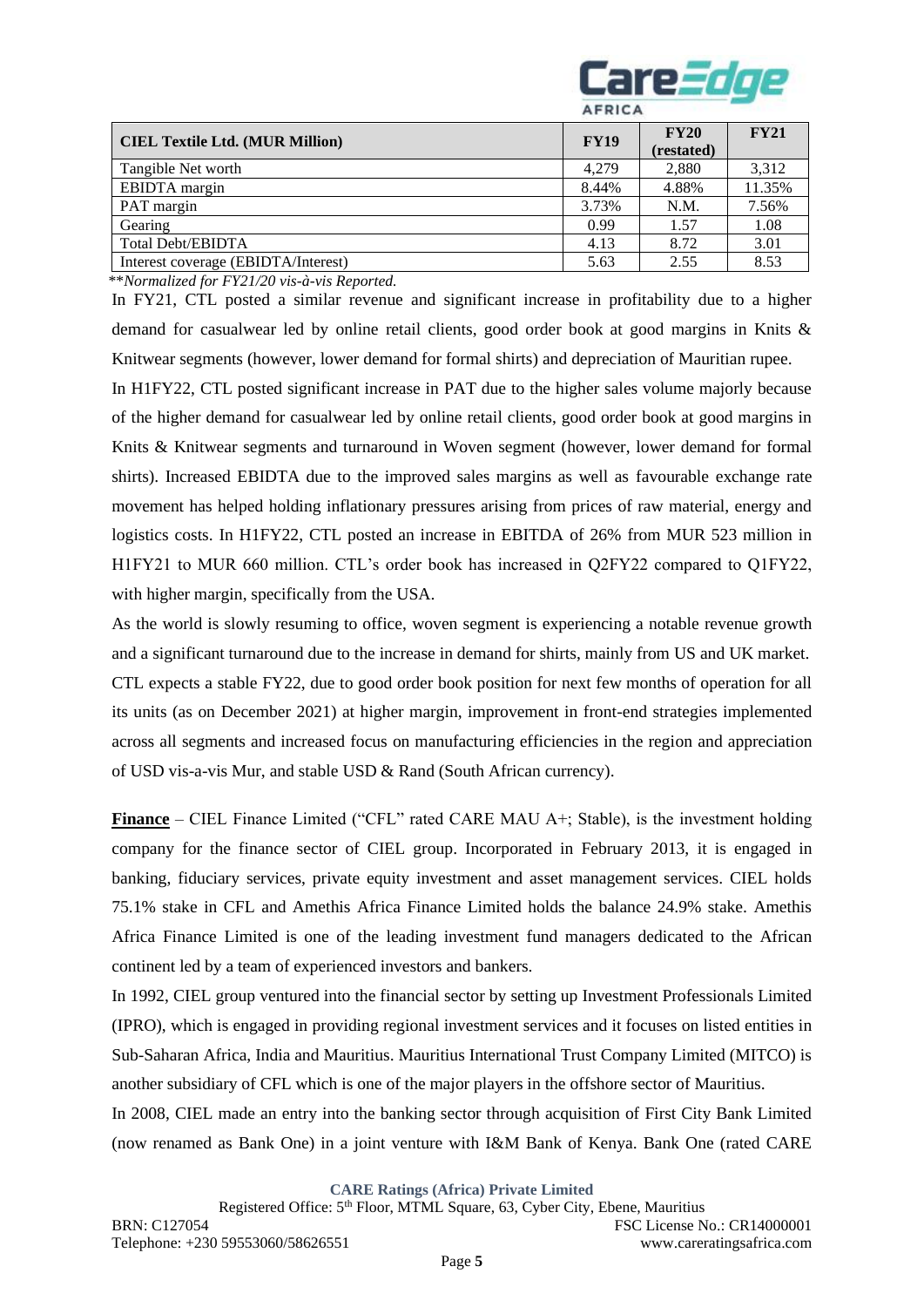| CIEL Textile Ltd. (MUR Million) | FY19 | FY20 (restated) | FY21 |
|---|---|---|---|
| Tangible Net worth | 4,279 | 2,880 | 3,312 |
| EBIDTA margin | 8.44% | 4.88% | 11.35% |
| PAT margin | 3.73% | N.M. | 7.56% |
| Gearing | 0.99 | 1.57 | 1.08 |
| Total Debt/EBIDTA | 4.13 | 8.72 | 3.01 |
| Interest coverage (EBIDTA/Interest) | 5.63 | 2.55 | 8.53 |

***Normalized for FY21/20 vis-à-vis Reported.*

In FY21, CTL posted a similar revenue and significant increase in profitability due to a higher demand for casualwear led by online retail clients, good order book at good margins in Knits & Knitwear segments (however, lower demand for formal shirts) and depreciation of Mauritian rupee.

In H1FY22, CTL posted significant increase in PAT due to the higher sales volume majorly because of the higher demand for casualwear led by online retail clients, good order book at good margins in Knits & Knitwear segments and turnaround in Woven segment (however, lower demand for formal shirts). Increased EBIDTA due to the improved sales margins as well as favourable exchange rate movement has helped holding inflationary pressures arising from prices of raw material, energy and logistics costs. In H1FY22, CTL posted an increase in EBITDA of 26% from MUR 523 million in H1FY21 to MUR 660 million. CTL's order book has increased in Q2FY22 compared to Q1FY22, with higher margin, specifically from the USA.

As the world is slowly resuming to office, woven segment is experiencing a notable revenue growth and a significant turnaround due to the increase in demand for shirts, mainly from US and UK market. CTL expects a stable FY22, due to good order book position for next few months of operation for all its units (as on December 2021) at higher margin, improvement in front-end strategies implemented across all segments and increased focus on manufacturing efficiencies in the region and appreciation of USD vis-a-vis Mur, and stable USD & Rand (South African currency).

**Finance** – CIEL Finance Limited ("CFL" rated CARE MAU A+; Stable), is the investment holding company for the finance sector of CIEL group. Incorporated in February 2013, it is engaged in banking, fiduciary services, private equity investment and asset management services. CIEL holds 75.1% stake in CFL and Amethis Africa Finance Limited holds the balance 24.9% stake. Amethis Africa Finance Limited is one of the leading investment fund managers dedicated to the African continent led by a team of experienced investors and bankers.

In 1992, CIEL group ventured into the financial sector by setting up Investment Professionals Limited (IPRO), which is engaged in providing regional investment services and it focuses on listed entities in Sub-Saharan Africa, India and Mauritius. Mauritius International Trust Company Limited (MITCO) is another subsidiary of CFL which is one of the major players in the offshore sector of Mauritius.

In 2008, CIEL made an entry into the banking sector through acquisition of First City Bank Limited (now renamed as Bank One) in a joint venture with I&M Bank of Kenya. Bank One (rated CARE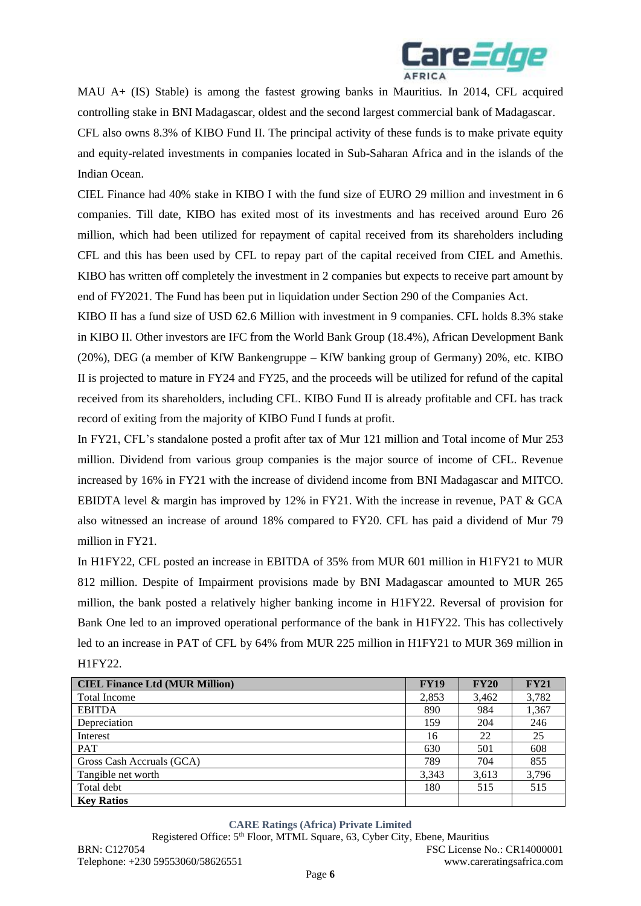MAU A+ (IS) Stable) is among the fastest growing banks in Mauritius. In 2014, CFL acquired controlling stake in BNI Madagascar, oldest and the second largest commercial bank of Madagascar.

CFL also owns 8.3% of KIBO Fund II. The principal activity of these funds is to make private equity and equity-related investments in companies located in Sub-Saharan Africa and in the islands of the Indian Ocean.

CIEL Finance had 40% stake in KIBO I with the fund size of EURO 29 million and investment in 6 companies. Till date, KIBO has exited most of its investments and has received around Euro 26 million, which had been utilized for repayment of capital received from its shareholders including CFL and this has been used by CFL to repay part of the capital received from CIEL and Amethis. KIBO has written off completely the investment in 2 companies but expects to receive part amount by end of FY2021. The Fund has been put in liquidation under Section 290 of the Companies Act.

KIBO II has a fund size of USD 62.6 Million with investment in 9 companies. CFL holds 8.3% stake in KIBO II. Other investors are IFC from the World Bank Group (18.4%), African Development Bank (20%), DEG (a member of KfW Bankengruppe – KfW banking group of Germany) 20%, etc. KIBO II is projected to mature in FY24 and FY25, and the proceeds will be utilized for refund of the capital received from its shareholders, including CFL. KIBO Fund II is already profitable and CFL has track record of exiting from the majority of KIBO Fund I funds at profit.

In FY21, CFL's standalone posted a profit after tax of Mur 121 million and Total income of Mur 253 million. Dividend from various group companies is the major source of income of CFL. Revenue increased by 16% in FY21 with the increase of dividend income from BNI Madagascar and MITCO. EBIDTA level & margin has improved by 12% in FY21. With the increase in revenue, PAT & GCA also witnessed an increase of around 18% compared to FY20. CFL has paid a dividend of Mur 79 million in FY21.

In H1FY22, CFL posted an increase in EBITDA of 35% from MUR 601 million in H1FY21 to MUR 812 million. Despite of Impairment provisions made by BNI Madagascar amounted to MUR 265 million, the bank posted a relatively higher banking income in H1FY22. Reversal of provision for Bank One led to an improved operational performance of the bank in H1FY22. This has collectively led to an increase in PAT of CFL by 64% from MUR 225 million in H1FY21 to MUR 369 million in H1FY22.

| **CIEL Finance Ltd (MUR Million)** | **FY19** | **FY20** | **FY21** |
|---|---|---|---|
| Total Income | 2,853 | 3,462 | 3,782 |
| EBITDA | 890 | 984 | 1,367 |
| Depreciation | 159 | 204 | 246 |
| Interest | 16 | 22 | 25 |
| PAT | 630 | 501 | 608 |
| Gross Cash Accruals (GCA) | 789 | 704 | 855 |
| Tangible net worth | 3,343 | 3,613 | 3,796 |
| Total debt | 180 | 515 | 515 |
| **Key Ratios** | | | |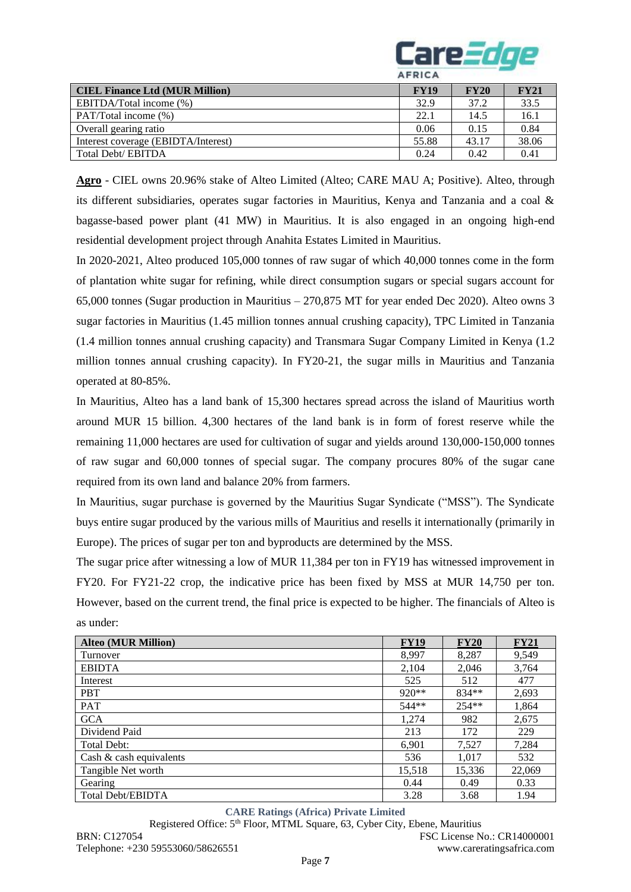| CIEL Finance Ltd (MUR Million) | FY19 | FY20 | FY21 |
|---|---|---|---|
| EBITDA/Total income (%) | 32.9 | 37.2 | 33.5 |
| PAT/Total income (%) | 22.1 | 14.5 | 16.1 |
| Overall gearing ratio | 0.06 | 0.15 | 0.84 |
| Interest coverage (EBIDTA/Interest) | 55.88 | 43.17 | 38.06 |
| Total Debt/ EBITDA | 0.24 | 0.42 | 0.41 |

**Agro** - CIEL owns 20.96% stake of Alteo Limited (Alteo; CARE MAU A; Positive). Alteo, through its different subsidiaries, operates sugar factories in Mauritius, Kenya and Tanzania and a coal & bagasse-based power plant (41 MW) in Mauritius. It is also engaged in an ongoing high-end residential development project through Anahita Estates Limited in Mauritius.

In 2020-2021, Alteo produced 105,000 tonnes of raw sugar of which 40,000 tonnes come in the form of plantation white sugar for refining, while direct consumption sugars or special sugars account for 65,000 tonnes (Sugar production in Mauritius – 270,875 MT for year ended Dec 2020). Alteo owns 3 sugar factories in Mauritius (1.45 million tonnes annual crushing capacity), TPC Limited in Tanzania (1.4 million tonnes annual crushing capacity) and Transmara Sugar Company Limited in Kenya (1.2 million tonnes annual crushing capacity). In FY20-21, the sugar mills in Mauritius and Tanzania operated at 80-85%.

In Mauritius, Alteo has a land bank of 15,300 hectares spread across the island of Mauritius worth around MUR 15 billion. 4,300 hectares of the land bank is in form of forest reserve while the remaining 11,000 hectares are used for cultivation of sugar and yields around 130,000-150,000 tonnes of raw sugar and 60,000 tonnes of special sugar. The company procures 80% of the sugar cane required from its own land and balance 20% from farmers.

In Mauritius, sugar purchase is governed by the Mauritius Sugar Syndicate ("MSS"). The Syndicate buys entire sugar produced by the various mills of Mauritius and resells it internationally (primarily in Europe). The prices of sugar per ton and byproducts are determined by the MSS.

The sugar price after witnessing a low of MUR 11,384 per ton in FY19 has witnessed improvement in FY20. For FY21-22 crop, the indicative price has been fixed by MSS at MUR 14,750 per ton. However, based on the current trend, the final price is expected to be higher. The financials of Alteo is as under:

| Alteo (MUR Million) | FY19 | FY20 | FY21 |
|---|---|---|---|
| Turnover | 8,997 | 8,287 | 9,549 |
| EBIDTA | 2,104 | 2,046 | 3,764 |
| Interest | 525 | 512 | 477 |
| PBT | 920** | 834** | 2,693 |
| PAT | 544** | 254** | 1,864 |
| GCA | 1,274 | 982 | 2,675 |
| Dividend Paid | 213 | 172 | 229 |
| Total Debt: | 6,901 | 7,527 | 7,284 |
| Cash & cash equivalents | 536 | 1,017 | 532 |
| Tangible Net worth | 15,518 | 15,336 | 22,069 |
| Gearing | 0.44 | 0.49 | 0.33 |
| Total Debt/EBIDTA | 3.28 | 3.68 | 1.94 |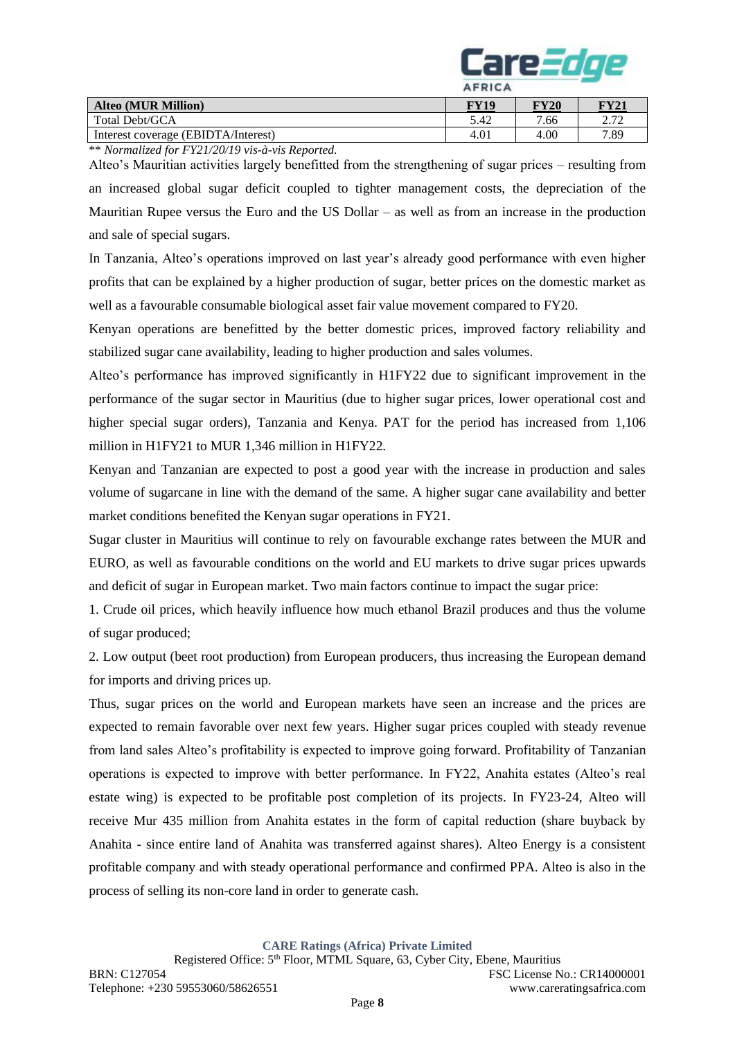| Alteo (MUR Million) | FY19 | FY20 | FY21 |
|---|---|---|---|
| Total Debt/GCA | 5.42 | 7.66 | 2.72 |
| Interest coverage (EBIDTA/Interest) | 4.01 | 4.00 | 7.89 |

\*\* *Normalized for FY21/20/19 vis-à-vis Reported.*

Alteo's Mauritian activities largely benefitted from the strengthening of sugar prices – resulting from an increased global sugar deficit coupled to tighter management costs, the depreciation of the Mauritian Rupee versus the Euro and the US Dollar – as well as from an increase in the production and sale of special sugars.

In Tanzania, Alteo's operations improved on last year's already good performance with even higher profits that can be explained by a higher production of sugar, better prices on the domestic market as well as a favourable consumable biological asset fair value movement compared to FY20.

Kenyan operations are benefitted by the better domestic prices, improved factory reliability and stabilized sugar cane availability, leading to higher production and sales volumes.

Alteo's performance has improved significantly in H1FY22 due to significant improvement in the performance of the sugar sector in Mauritius (due to higher sugar prices, lower operational cost and higher special sugar orders), Tanzania and Kenya. PAT for the period has increased from 1,106 million in H1FY21 to MUR 1,346 million in H1FY22.

Kenyan and Tanzanian are expected to post a good year with the increase in production and sales volume of sugarcane in line with the demand of the same. A higher sugar cane availability and better market conditions benefited the Kenyan sugar operations in FY21.

Sugar cluster in Mauritius will continue to rely on favourable exchange rates between the MUR and EURO, as well as favourable conditions on the world and EU markets to drive sugar prices upwards and deficit of sugar in European market. Two main factors continue to impact the sugar price:

1. Crude oil prices, which heavily influence how much ethanol Brazil produces and thus the volume of sugar produced;

2. Low output (beet root production) from European producers, thus increasing the European demand for imports and driving prices up.

Thus, sugar prices on the world and European markets have seen an increase and the prices are expected to remain favorable over next few years. Higher sugar prices coupled with steady revenue from land sales Alteo's profitability is expected to improve going forward. Profitability of Tanzanian operations is expected to improve with better performance. In FY22, Anahita estates (Alteo's real estate wing) is expected to be profitable post completion of its projects. In FY23-24, Alteo will receive Mur 435 million from Anahita estates in the form of capital reduction (share buyback by Anahita - since entire land of Anahita was transferred against shares). Alteo Energy is a consistent profitable company and with steady operational performance and confirmed PPA. Alteo is also in the process of selling its non-core land in order to generate cash.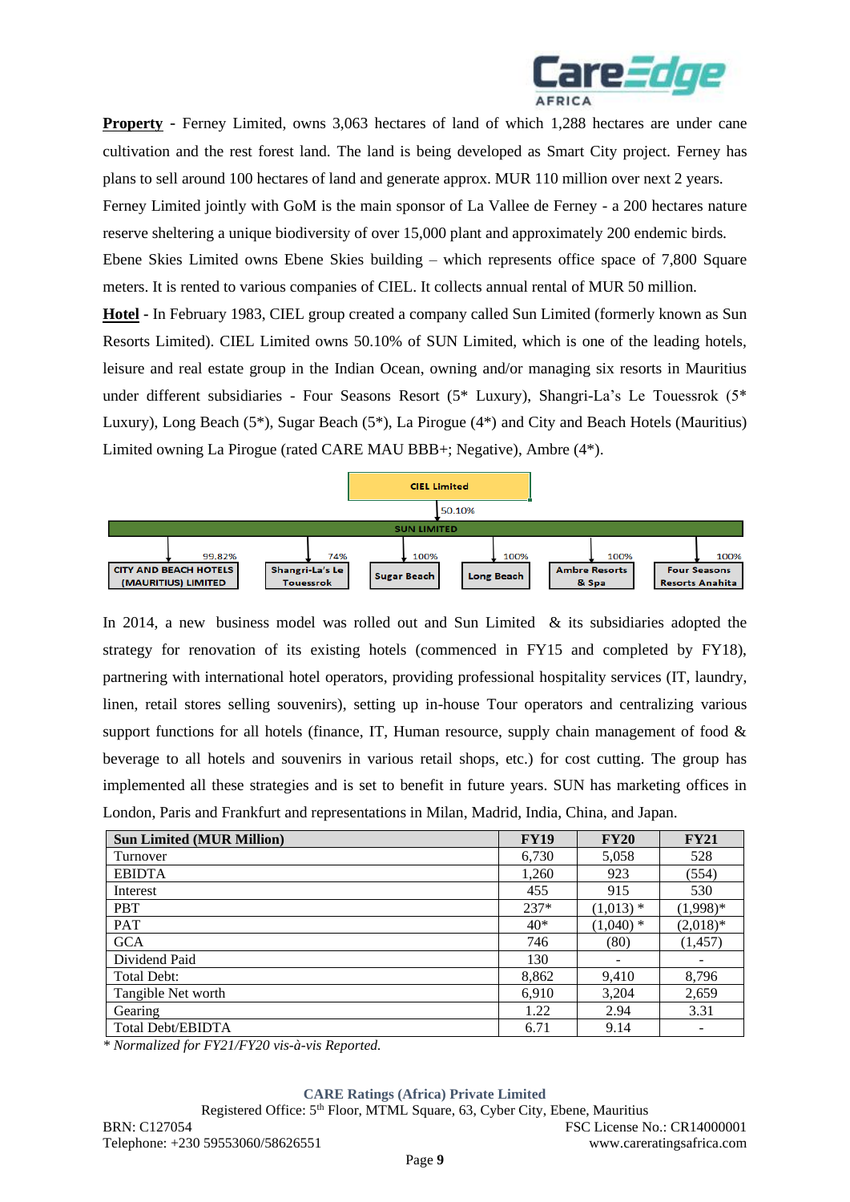**Property** - Ferney Limited, owns 3,063 hectares of land of which 1,288 hectares are under cane cultivation and the rest forest land. The land is being developed as Smart City project. Ferney has plans to sell around 100 hectares of land and generate approx. MUR 110 million over next 2 years. Ferney Limited jointly with GoM is the main sponsor of La Vallee de Ferney - a 200 hectares nature reserve sheltering a unique biodiversity of over 15,000 plant and approximately 200 endemic birds. Ebene Skies Limited owns Ebene Skies building – which represents office space of 7,800 Square meters. It is rented to various companies of CIEL. It collects annual rental of MUR 50 million.

**Hotel** - In February 1983, CIEL group created a company called Sun Limited (formerly known as Sun Resorts Limited). CIEL Limited owns 50.10% of SUN Limited, which is one of the leading hotels, leisure and real estate group in the Indian Ocean, owning and/or managing six resorts in Mauritius under different subsidiaries - Four Seasons Resort (5* Luxury), Shangri-La's Le Touessrok (5* Luxury), Long Beach (5*), Sugar Beach (5*), La Pirogue (4*) and City and Beach Hotels (Mauritius) Limited owning La Pirogue (rated CARE MAU BBB+; Negative), Ambre (4*).

CIEL Limited → 50.10% → SUN LIMITED

SUN LIMITED subsidiaries:
- CITY AND BEACH HOTELS (MAURITIUS) LIMITED – 99.82%
- Shangri-La's Le Touessrok – 74%
- Sugar Beach – 100%
- Long Beach – 100%
- Ambre Resorts & Spa – 100%
- Four Seasons Resorts Anahita – 100%

In 2014, a new business model was rolled out and Sun Limited & its subsidiaries adopted the strategy for renovation of its existing hotels (commenced in FY15 and completed by FY18), partnering with international hotel operators, providing professional hospitality services (IT, laundry, linen, retail stores selling souvenirs), setting up in-house Tour operators and centralizing various support functions for all hotels (finance, IT, Human resource, supply chain management of food & beverage to all hotels and souvenirs in various retail shops, etc.) for cost cutting. The group has implemented all these strategies and is set to benefit in future years. SUN has marketing offices in London, Paris and Frankfurt and representations in Milan, Madrid, India, China, and Japan.

| Sun Limited (MUR Million) | FY19 | FY20 | FY21 |
|---|---|---|---|
| Turnover | 6,730 | 5,058 | 528 |
| EBIDTA | 1,260 | 923 | (554) |
| Interest | 455 | 915 | 530 |
| PBT | 237* | (1,013) * | (1,998)* |
| PAT | 40* | (1,040) * | (2,018)* |
| GCA | 746 | (80) | (1,457) |
| Dividend Paid | 130 | - | - |
| Total Debt: | 8,862 | 9,410 | 8,796 |
| Tangible Net worth | 6,910 | 3,204 | 2,659 |
| Gearing | 1.22 | 2.94 | 3.31 |
| Total Debt/EBIDTA | 6.71 | 9.14 | - |

*\* Normalized for FY21/FY20 vis-à-vis Reported.*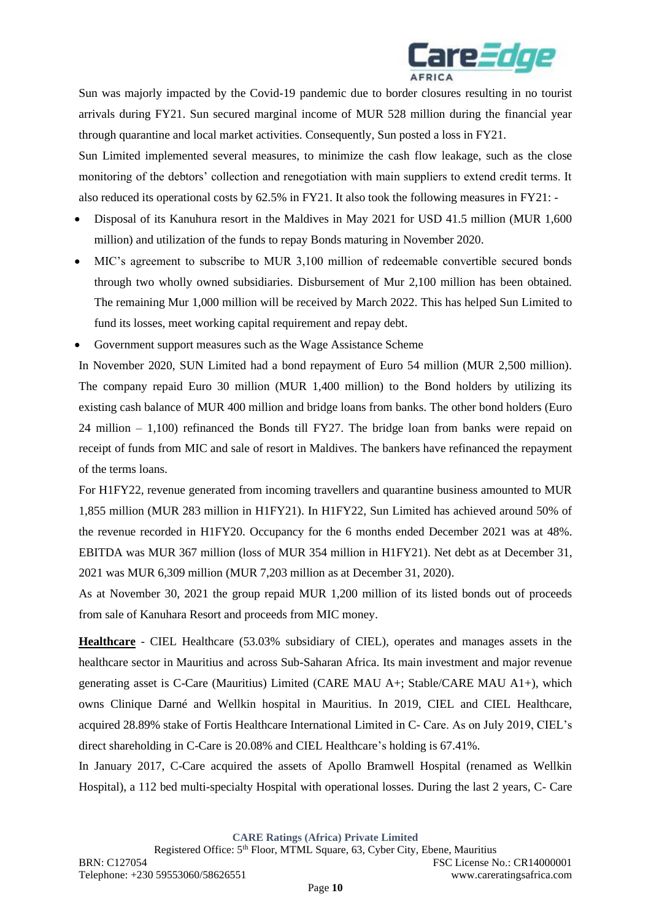Sun was majorly impacted by the Covid-19 pandemic due to border closures resulting in no tourist arrivals during FY21. Sun secured marginal income of MUR 528 million during the financial year through quarantine and local market activities. Consequently, Sun posted a loss in FY21.

Sun Limited implemented several measures, to minimize the cash flow leakage, such as the close monitoring of the debtors' collection and renegotiation with main suppliers to extend credit terms. It also reduced its operational costs by 62.5% in FY21. It also took the following measures in FY21: -

- Disposal of its Kanuhura resort in the Maldives in May 2021 for USD 41.5 million (MUR 1,600 million) and utilization of the funds to repay Bonds maturing in November 2020.
- MIC's agreement to subscribe to MUR 3,100 million of redeemable convertible secured bonds through two wholly owned subsidiaries. Disbursement of Mur 2,100 million has been obtained. The remaining Mur 1,000 million will be received by March 2022. This has helped Sun Limited to fund its losses, meet working capital requirement and repay debt.
- Government support measures such as the Wage Assistance Scheme

In November 2020, SUN Limited had a bond repayment of Euro 54 million (MUR 2,500 million). The company repaid Euro 30 million (MUR 1,400 million) to the Bond holders by utilizing its existing cash balance of MUR 400 million and bridge loans from banks. The other bond holders (Euro 24 million – 1,100) refinanced the Bonds till FY27. The bridge loan from banks were repaid on receipt of funds from MIC and sale of resort in Maldives. The bankers have refinanced the repayment of the terms loans.

For H1FY22, revenue generated from incoming travellers and quarantine business amounted to MUR 1,855 million (MUR 283 million in H1FY21). In H1FY22, Sun Limited has achieved around 50% of the revenue recorded in H1FY20. Occupancy for the 6 months ended December 2021 was at 48%. EBITDA was MUR 367 million (loss of MUR 354 million in H1FY21). Net debt as at December 31, 2021 was MUR 6,309 million (MUR 7,203 million as at December 31, 2020).

As at November 30, 2021 the group repaid MUR 1,200 million of its listed bonds out of proceeds from sale of Kanuhara Resort and proceeds from MIC money.

**Healthcare** - CIEL Healthcare (53.03% subsidiary of CIEL), operates and manages assets in the healthcare sector in Mauritius and across Sub-Saharan Africa. Its main investment and major revenue generating asset is C-Care (Mauritius) Limited (CARE MAU A+; Stable/CARE MAU A1+), which owns Clinique Darné and Wellkin hospital in Mauritius. In 2019, CIEL and CIEL Healthcare, acquired 28.89% stake of Fortis Healthcare International Limited in C- Care. As on July 2019, CIEL's direct shareholding in C-Care is 20.08% and CIEL Healthcare's holding is 67.41%.

In January 2017, C-Care acquired the assets of Apollo Bramwell Hospital (renamed as Wellkin Hospital), a 112 bed multi-specialty Hospital with operational losses. During the last 2 years, C- Care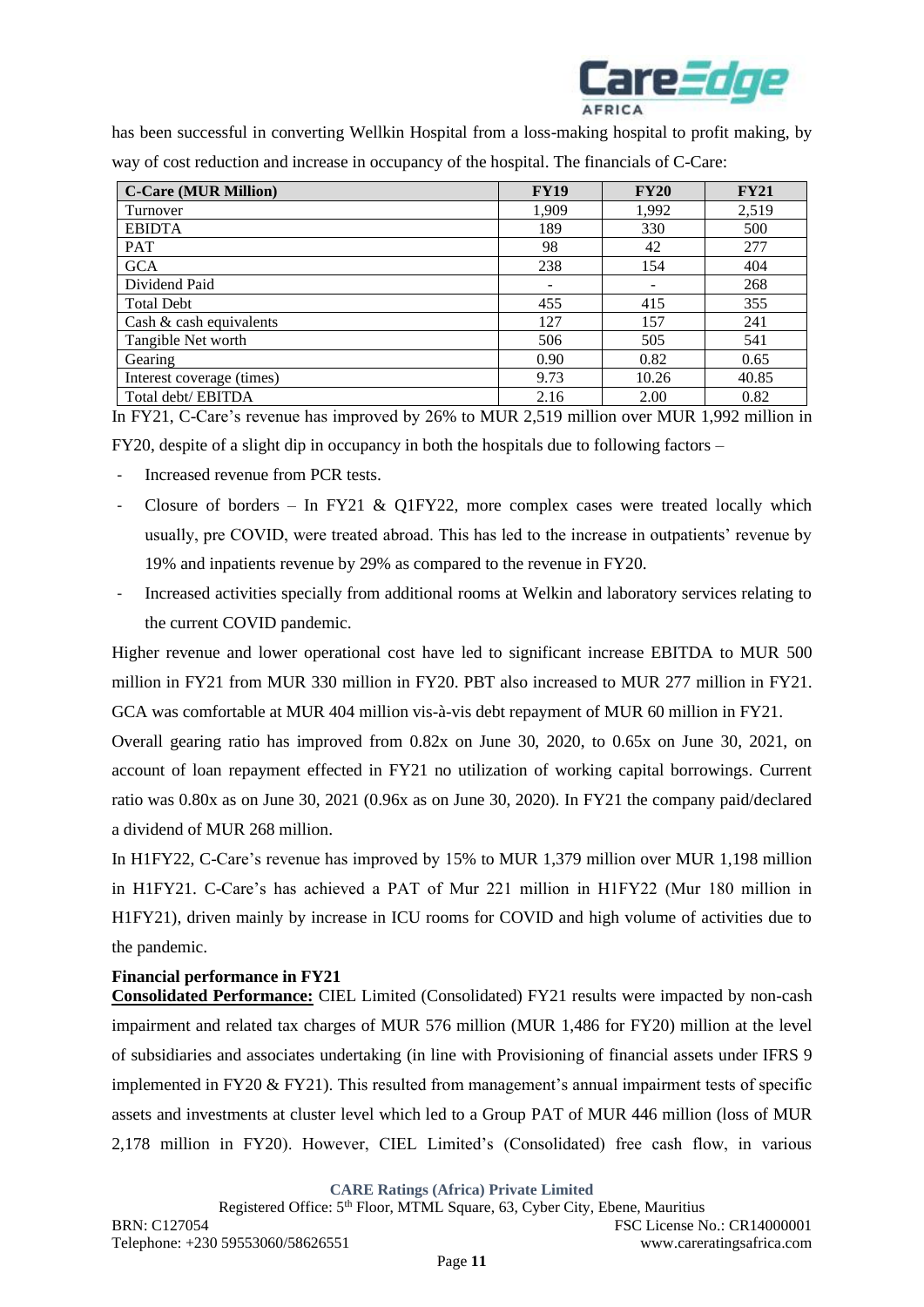has been successful in converting Wellkin Hospital from a loss-making hospital to profit making, by way of cost reduction and increase in occupancy of the hospital. The financials of C-Care:

| C-Care (MUR Million) | FY19 | FY20 | FY21 |
|---|---|---|---|
| Turnover | 1,909 | 1,992 | 2,519 |
| EBIDTA | 189 | 330 | 500 |
| PAT | 98 | 42 | 277 |
| GCA | 238 | 154 | 404 |
| Dividend Paid | - | - | 268 |
| Total Debt | 455 | 415 | 355 |
| Cash & cash equivalents | 127 | 157 | 241 |
| Tangible Net worth | 506 | 505 | 541 |
| Gearing | 0.90 | 0.82 | 0.65 |
| Interest coverage (times) | 9.73 | 10.26 | 40.85 |
| Total debt/ EBITDA | 2.16 | 2.00 | 0.82 |

In FY21, C-Care's revenue has improved by 26% to MUR 2,519 million over MUR 1,992 million in FY20, despite of a slight dip in occupancy in both the hospitals due to following factors –

- Increased revenue from PCR tests.
- Closure of borders – In FY21 & Q1FY22, more complex cases were treated locally which usually, pre COVID, were treated abroad. This has led to the increase in outpatients' revenue by 19% and inpatients revenue by 29% as compared to the revenue in FY20.
- Increased activities specially from additional rooms at Welkin and laboratory services relating to the current COVID pandemic.

Higher revenue and lower operational cost have led to significant increase EBITDA to MUR 500 million in FY21 from MUR 330 million in FY20. PBT also increased to MUR 277 million in FY21. GCA was comfortable at MUR 404 million vis-à-vis debt repayment of MUR 60 million in FY21.

Overall gearing ratio has improved from 0.82x on June 30, 2020, to 0.65x on June 30, 2021, on account of loan repayment effected in FY21 no utilization of working capital borrowings. Current ratio was 0.80x as on June 30, 2021 (0.96x as on June 30, 2020). In FY21 the company paid/declared a dividend of MUR 268 million.

In H1FY22, C-Care's revenue has improved by 15% to MUR 1,379 million over MUR 1,198 million in H1FY21. C-Care's has achieved a PAT of Mur 221 million in H1FY22 (Mur 180 million in H1FY21), driven mainly by increase in ICU rooms for COVID and high volume of activities due to the pandemic.

**Financial performance in FY21**

**Consolidated Performance:** CIEL Limited (Consolidated) FY21 results were impacted by non-cash impairment and related tax charges of MUR 576 million (MUR 1,486 for FY20) million at the level of subsidiaries and associates undertaking (in line with Provisioning of financial assets under IFRS 9 implemented in FY20 & FY21). This resulted from management's annual impairment tests of specific assets and investments at cluster level which led to a Group PAT of MUR 446 million (loss of MUR 2,178 million in FY20). However, CIEL Limited's (Consolidated) free cash flow, in various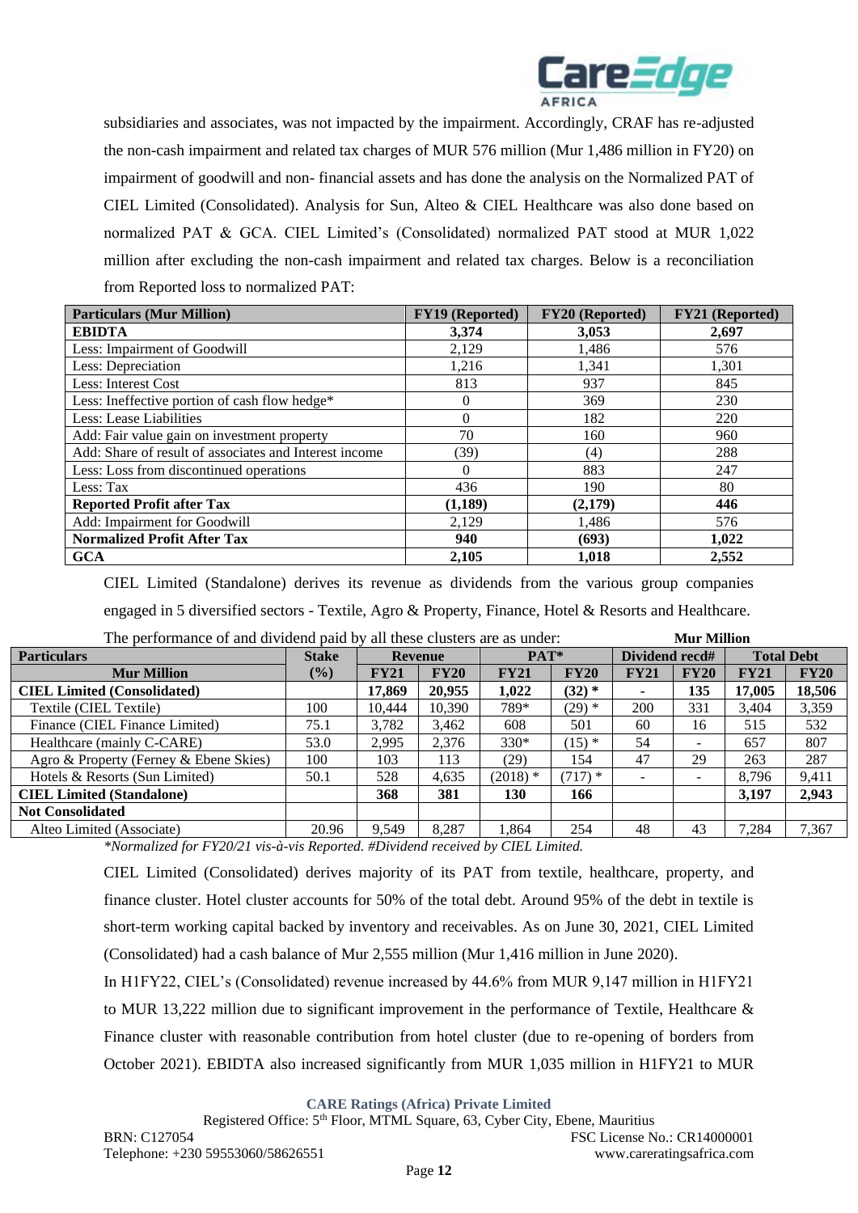subsidiaries and associates, was not impacted by the impairment. Accordingly, CRAF has re-adjusted the non-cash impairment and related tax charges of MUR 576 million (Mur 1,486 million in FY20) on impairment of goodwill and non- financial assets and has done the analysis on the Normalized PAT of CIEL Limited (Consolidated). Analysis for Sun, Alteo & CIEL Healthcare was also done based on normalized PAT & GCA. CIEL Limited's (Consolidated) normalized PAT stood at MUR 1,022 million after excluding the non-cash impairment and related tax charges. Below is a reconciliation from Reported loss to normalized PAT:

| Particulars (Mur Million) | FY19 (Reported) | FY20 (Reported) | FY21 (Reported) |
|---|---|---|---|
| **EBIDTA** | **3,374** | **3,053** | **2,697** |
| Less: Impairment of Goodwill | 2,129 | 1,486 | 576 |
| Less: Depreciation | 1,216 | 1,341 | 1,301 |
| Less: Interest Cost | 813 | 937 | 845 |
| Less: Ineffective portion of cash flow hedge* | 0 | 369 | 230 |
| Less: Lease Liabilities | 0 | 182 | 220 |
| Add: Fair value gain on investment property | 70 | 160 | 960 |
| Add: Share of result of associates and Interest income | (39) | (4) | 288 |
| Less: Loss from discontinued operations | 0 | 883 | 247 |
| Less: Tax | 436 | 190 | 80 |
| **Reported Profit after Tax** | **(1,189)** | **(2,179)** | **446** |
| Add: Impairment for Goodwill | 2,129 | 1,486 | 576 |
| **Normalized Profit After Tax** | **940** | **(693)** | **1,022** |
| **GCA** | **2,105** | **1,018** | **2,552** |

CIEL Limited (Standalone) derives its revenue as dividends from the various group companies engaged in 5 diversified sectors - Textile, Agro & Property, Finance, Hotel & Resorts and Healthcare.

The performance of and dividend paid by all these clusters are as under: **Mur Million**

| Particulars | Stake | Revenue | | PAT* | | Dividend recd# | | Total Debt | |
|---|---|---|---|---|---|---|---|---|---|
| **Mur Million** | **(%)** | **FY21** | **FY20** | **FY21** | **FY20** | **FY21** | **FY20** | **FY21** | **FY20** |
| **CIEL Limited (Consolidated)** | | **17,869** | **20,955** | **1,022** | **(32) *** | **-** | **135** | **17,005** | **18,506** |
| Textile (CIEL Textile) | 100 | 10,444 | 10,390 | 789* | (29) * | 200 | 331 | 3,404 | 3,359 |
| Finance (CIEL Finance Limited) | 75.1 | 3,782 | 3,462 | 608 | 501 | 60 | 16 | 515 | 532 |
| Healthcare (mainly C-CARE) | 53.0 | 2,995 | 2,376 | 330* | (15) * | 54 | - | 657 | 807 |
| Agro & Property (Ferney & Ebene Skies) | 100 | 103 | 113 | (29) | 154 | 47 | 29 | 263 | 287 |
| Hotels & Resorts (Sun Limited) | 50.1 | 528 | 4,635 | (2018) * | (717) * | - | - | 8,796 | 9,411 |
| **CIEL Limited (Standalone)** | | **368** | **381** | **130** | **166** | | | **3,197** | **2,943** |
| **Not Consolidated** | | | | | | | | | |
| Alteo Limited (Associate) | 20.96 | 9,549 | 8,287 | 1,864 | 254 | 48 | 43 | 7,284 | 7,367 |

*\*Normalized for FY20/21 vis-à-vis Reported. #Dividend received by CIEL Limited.*

CIEL Limited (Consolidated) derives majority of its PAT from textile, healthcare, property, and finance cluster. Hotel cluster accounts for 50% of the total debt. Around 95% of the debt in textile is short-term working capital backed by inventory and receivables. As on June 30, 2021, CIEL Limited (Consolidated) had a cash balance of Mur 2,555 million (Mur 1,416 million in June 2020).

In H1FY22, CIEL's (Consolidated) revenue increased by 44.6% from MUR 9,147 million in H1FY21 to MUR 13,222 million due to significant improvement in the performance of Textile, Healthcare & Finance cluster with reasonable contribution from hotel cluster (due to re-opening of borders from October 2021). EBIDTA also increased significantly from MUR 1,035 million in H1FY21 to MUR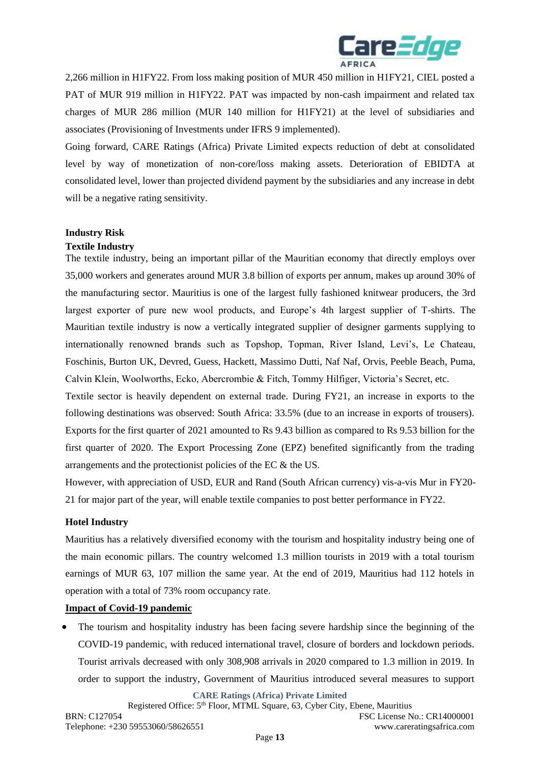2,266 million in H1FY22. From loss making position of MUR 450 million in H1FY21, CIEL posted a PAT of MUR 919 million in H1FY22. PAT was impacted by non-cash impairment and related tax charges of MUR 286 million (MUR 140 million for H1FY21) at the level of subsidiaries and associates (Provisioning of Investments under IFRS 9 implemented).

Going forward, CARE Ratings (Africa) Private Limited expects reduction of debt at consolidated level by way of monetization of non-core/loss making assets. Deterioration of EBIDTA at consolidated level, lower than projected dividend payment by the subsidiaries and any increase in debt will be a negative rating sensitivity.

**Industry Risk**

**Textile Industry**

The textile industry, being an important pillar of the Mauritian economy that directly employs over 35,000 workers and generates around MUR 3.8 billion of exports per annum, makes up around 30% of the manufacturing sector. Mauritius is one of the largest fully fashioned knitwear producers, the 3rd largest exporter of pure new wool products, and Europe's 4th largest supplier of T-shirts. The Mauritian textile industry is now a vertically integrated supplier of designer garments supplying to internationally renowned brands such as Topshop, Topman, River Island, Levi's, Le Chateau, Foschinis, Burton UK, Devred, Guess, Hackett, Massimo Dutti, Naf Naf, Orvis, Peeble Beach, Puma, Calvin Klein, Woolworths, Ecko, Abercrombie & Fitch, Tommy Hilfiger, Victoria's Secret, etc.

Textile sector is heavily dependent on external trade. During FY21, an increase in exports to the following destinations was observed: South Africa: 33.5% (due to an increase in exports of trousers). Exports for the first quarter of 2021 amounted to Rs 9.43 billion as compared to Rs 9.53 billion for the first quarter of 2020. The Export Processing Zone (EPZ) benefited significantly from the trading arrangements and the protectionist policies of the EC & the US.

However, with appreciation of USD, EUR and Rand (South African currency) vis-a-vis Mur in FY20-21 for major part of the year, will enable textile companies to post better performance in FY22.

**Hotel Industry**

Mauritius has a relatively diversified economy with the tourism and hospitality industry being one of the main economic pillars. The country welcomed 1.3 million tourists in 2019 with a total tourism earnings of MUR 63, 107 million the same year. At the end of 2019, Mauritius had 112 hotels in operation with a total of 73% room occupancy rate.

**Impact of Covid-19 pandemic**

- The tourism and hospitality industry has been facing severe hardship since the beginning of the COVID-19 pandemic, with reduced international travel, closure of borders and lockdown periods. Tourist arrivals decreased with only 308,908 arrivals in 2020 compared to 1.3 million in 2019. In order to support the industry, Government of Mauritius introduced several measures to support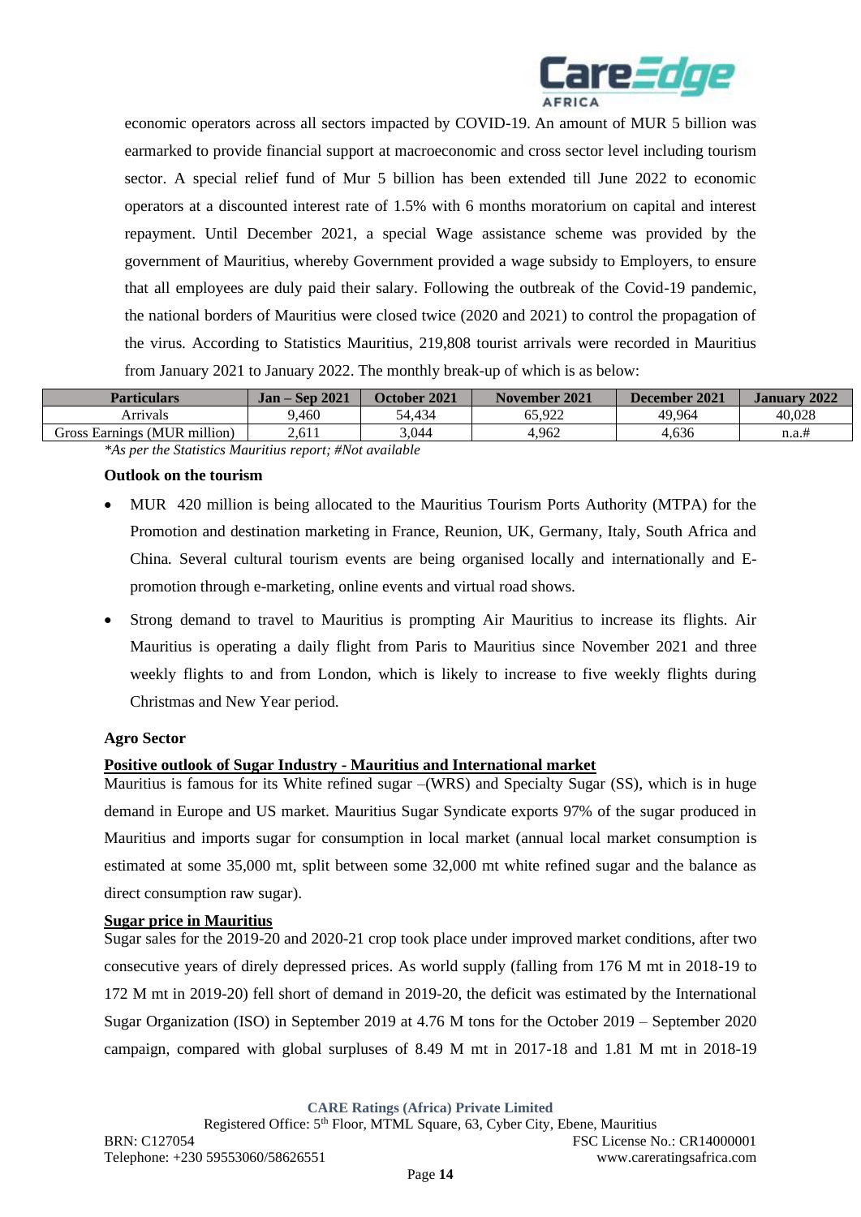economic operators across all sectors impacted by COVID-19. An amount of MUR 5 billion was earmarked to provide financial support at macroeconomic and cross sector level including tourism sector. A special relief fund of Mur 5 billion has been extended till June 2022 to economic operators at a discounted interest rate of 1.5% with 6 months moratorium on capital and interest repayment. Until December 2021, a special Wage assistance scheme was provided by the government of Mauritius, whereby Government provided a wage subsidy to Employers, to ensure that all employees are duly paid their salary. Following the outbreak of the Covid-19 pandemic, the national borders of Mauritius were closed twice (2020 and 2021) to control the propagation of the virus. According to Statistics Mauritius, 219,808 tourist arrivals were recorded in Mauritius from January 2021 to January 2022. The monthly break-up of which is as below:

| Particulars | Jan – Sep 2021 | October 2021 | November 2021 | December 2021 | January 2022 |
|---|---|---|---|---|---|
| Arrivals | 9,460 | 54,434 | 65,922 | 49,964 | 40,028 |
| Gross Earnings (MUR million) | 2,611 | 3,044 | 4,962 | 4,636 | n.a.# |

*\*As per the Statistics Mauritius report; #Not available*

**Outlook on the tourism**

- MUR 420 million is being allocated to the Mauritius Tourism Ports Authority (MTPA) for the Promotion and destination marketing in France, Reunion, UK, Germany, Italy, South Africa and China. Several cultural tourism events are being organised locally and internationally and E-promotion through e-marketing, online events and virtual road shows.
- Strong demand to travel to Mauritius is prompting Air Mauritius to increase its flights. Air Mauritius is operating a daily flight from Paris to Mauritius since November 2021 and three weekly flights to and from London, which is likely to increase to five weekly flights during Christmas and New Year period.

**Agro Sector**

**Positive outlook of Sugar Industry - Mauritius and International market**

Mauritius is famous for its White refined sugar –(WRS) and Specialty Sugar (SS), which is in huge demand in Europe and US market. Mauritius Sugar Syndicate exports 97% of the sugar produced in Mauritius and imports sugar for consumption in local market (annual local market consumption is estimated at some 35,000 mt, split between some 32,000 mt white refined sugar and the balance as direct consumption raw sugar).

**Sugar price in Mauritius**

Sugar sales for the 2019-20 and 2020-21 crop took place under improved market conditions, after two consecutive years of direly depressed prices. As world supply (falling from 176 M mt in 2018-19 to 172 M mt in 2019-20) fell short of demand in 2019-20, the deficit was estimated by the International Sugar Organization (ISO) in September 2019 at 4.76 M tons for the October 2019 – September 2020 campaign, compared with global surpluses of 8.49 M mt in 2017-18 and 1.81 M mt in 2018-19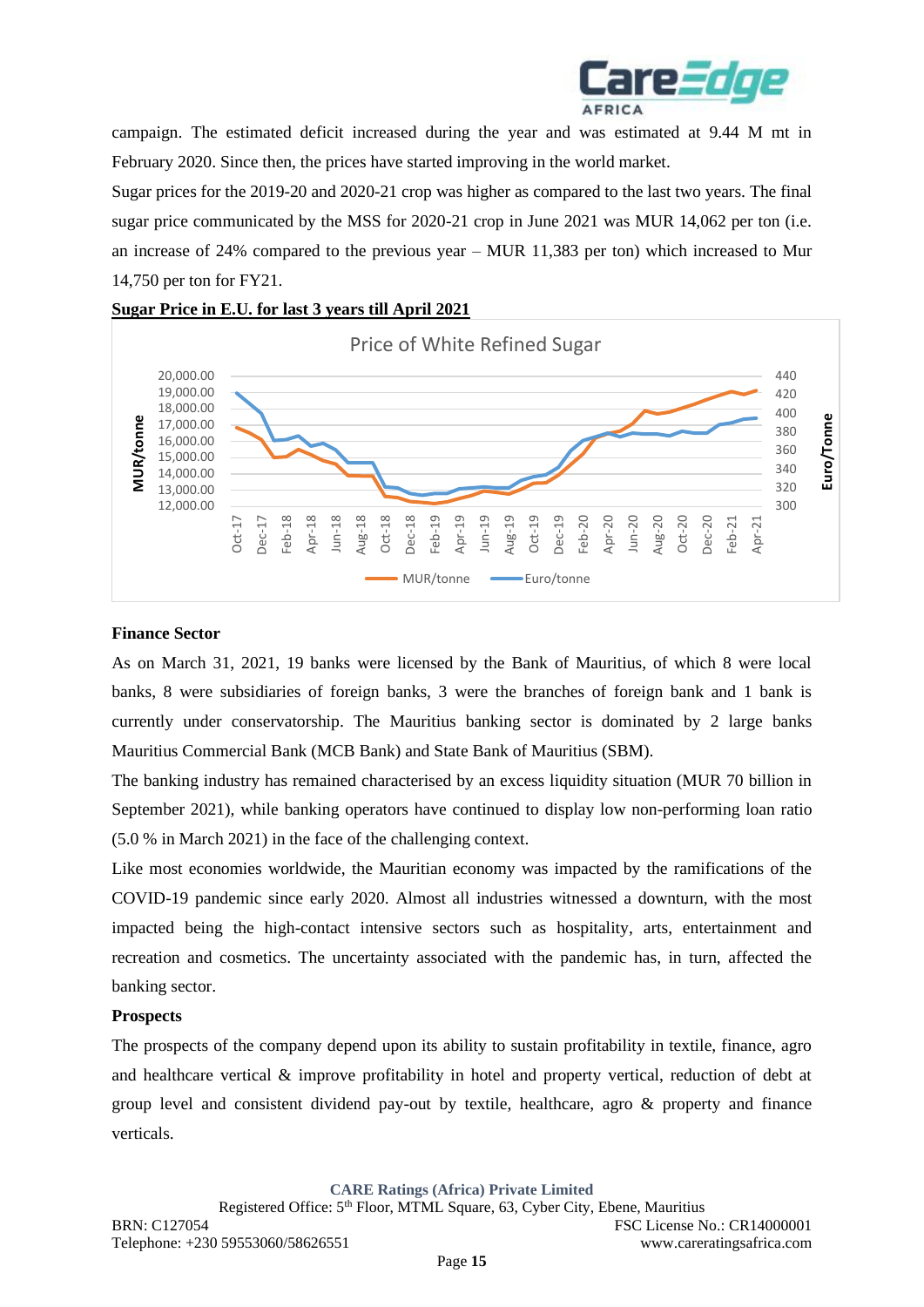campaign. The estimated deficit increased during the year and was estimated at 9.44 M mt in February 2020. Since then, the prices have started improving in the world market.

Sugar prices for the 2019-20 and 2020-21 crop was higher as compared to the last two years. The final sugar price communicated by the MSS for 2020-21 crop in June 2021 was MUR 14,062 per ton (i.e. an increase of 24% compared to the previous year – MUR 11,383 per ton) which increased to Mur 14,750 per ton for FY21.

**Sugar Price in E.U. for last 3 years till April 2021**

Price of White Refined Sugar

MUR/tonne | Euro/tonne

### Finance Sector

As on March 31, 2021, 19 banks were licensed by the Bank of Mauritius, of which 8 were local banks, 8 were subsidiaries of foreign banks, 3 were the branches of foreign bank and 1 bank is currently under conservatorship. The Mauritius banking sector is dominated by 2 large banks Mauritius Commercial Bank (MCB Bank) and State Bank of Mauritius (SBM).

The banking industry has remained characterised by an excess liquidity situation (MUR 70 billion in September 2021), while banking operators have continued to display low non-performing loan ratio (5.0 % in March 2021) in the face of the challenging context.

Like most economies worldwide, the Mauritian economy was impacted by the ramifications of the COVID-19 pandemic since early 2020. Almost all industries witnessed a downturn, with the most impacted being the high-contact intensive sectors such as hospitality, arts, entertainment and recreation and cosmetics. The uncertainty associated with the pandemic has, in turn, affected the banking sector.

### Prospects

The prospects of the company depend upon its ability to sustain profitability in textile, finance, agro and healthcare vertical & improve profitability in hotel and property vertical, reduction of debt at group level and consistent dividend pay-out by textile, healthcare, agro & property and finance verticals.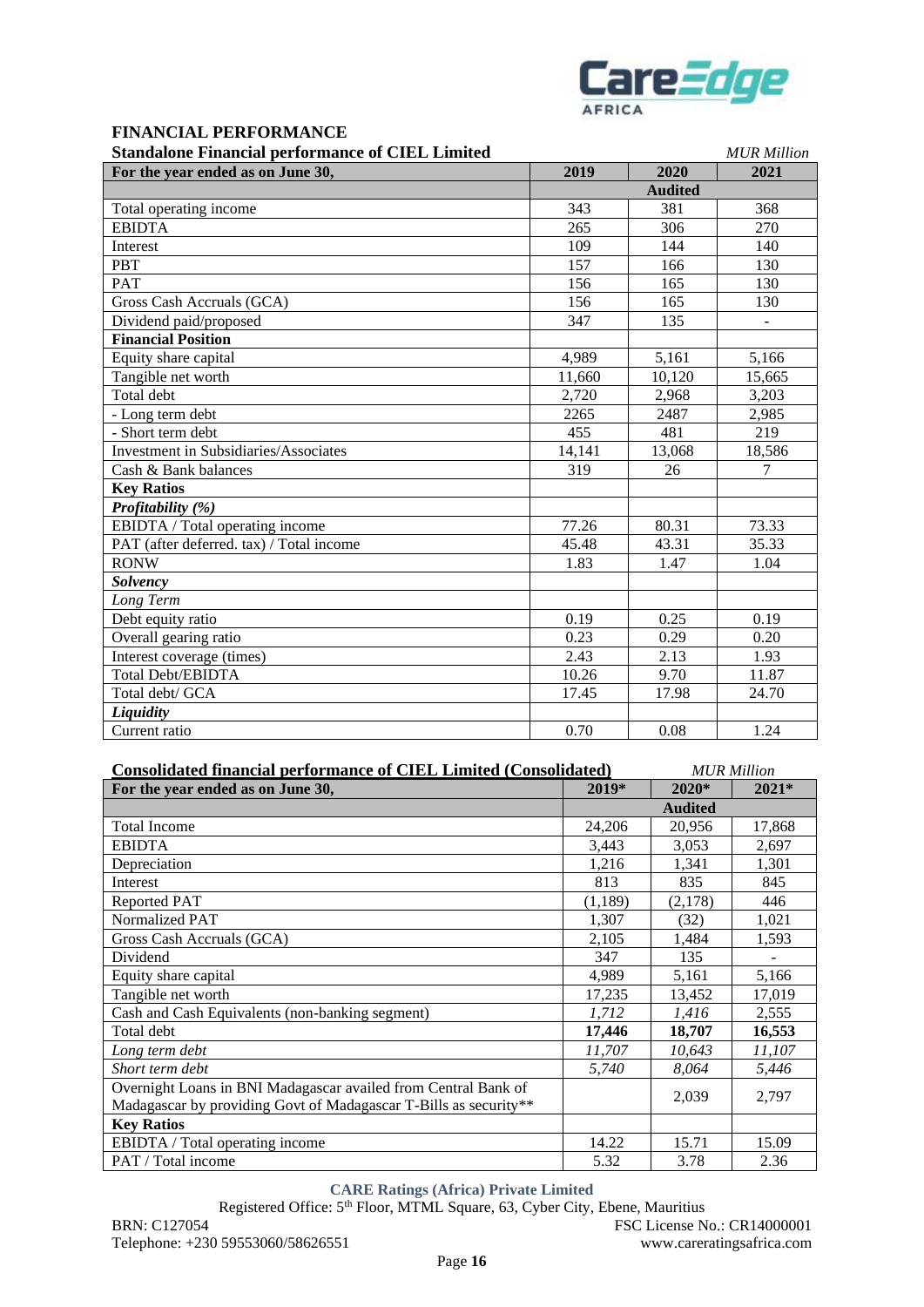## FINANCIAL PERFORMANCE

### Standalone Financial performance of CIEL Limited

*MUR Million*

| For the year ended as on June 30, | 2019 | 2020 | 2021 |
|---|---|---|---|
| | | Audited | |
| Total operating income | 343 | 381 | 368 |
| EBIDTA | 265 | 306 | 270 |
| Interest | 109 | 144 | 140 |
| PBT | 157 | 166 | 130 |
| PAT | 156 | 165 | 130 |
| Gross Cash Accruals (GCA) | 156 | 165 | 130 |
| Dividend paid/proposed | 347 | 135 | - |
| **Financial Position** | | | |
| Equity share capital | 4,989 | 5,161 | 5,166 |
| Tangible net worth | 11,660 | 10,120 | 15,665 |
| Total debt | 2,720 | 2,968 | 3,203 |
| - Long term debt | 2265 | 2487 | 2,985 |
| - Short term debt | 455 | 481 | 219 |
| Investment in Subsidiaries/Associates | 14,141 | 13,068 | 18,586 |
| Cash & Bank balances | 319 | 26 | 7 |
| **Key Ratios** | | | |
| ***Profitability (%)*** | | | |
| EBIDTA / Total operating income | 77.26 | 80.31 | 73.33 |
| PAT (after deferred. tax) / Total income | 45.48 | 43.31 | 35.33 |
| RONW | 1.83 | 1.47 | 1.04 |
| ***Solvency*** | | | |
| *Long Term* | | | |
| Debt equity ratio | 0.19 | 0.25 | 0.19 |
| Overall gearing ratio | 0.23 | 0.29 | 0.20 |
| Interest coverage (times) | 2.43 | 2.13 | 1.93 |
| Total Debt/EBIDTA | 10.26 | 9.70 | 11.87 |
| Total debt/ GCA | 17.45 | 17.98 | 24.70 |
| ***Liquidity*** | | | |
| Current ratio | 0.70 | 0.08 | 1.24 |

### Consolidated financial performance of CIEL Limited (Consolidated)

*MUR Million*

| For the year ended as on June 30, | 2019* | 2020* | 2021* |
|---|---|---|---|
| | | Audited | |
| Total Income | 24,206 | 20,956 | 17,868 |
| EBIDTA | 3,443 | 3,053 | 2,697 |
| Depreciation | 1,216 | 1,341 | 1,301 |
| Interest | 813 | 835 | 845 |
| Reported PAT | (1,189) | (2,178) | 446 |
| Normalized PAT | 1,307 | (32) | 1,021 |
| Gross Cash Accruals (GCA) | 2,105 | 1,484 | 1,593 |
| Dividend | 347 | 135 | - |
| Equity share capital | 4,989 | 5,161 | 5,166 |
| Tangible net worth | 17,235 | 13,452 | 17,019 |
| Cash and Cash Equivalents (non-banking segment) | *1,712* | *1,416* | 2,555 |
| Total debt | **17,446** | **18,707** | **16,553** |
| *Long term debt* | *11,707* | *10,643* | *11,107* |
| *Short term debt* | *5,740* | *8,064* | *5,446* |
| Overnight Loans in BNI Madagascar availed from Central Bank of Madagascar by providing Govt of Madagascar T-Bills as security** | | 2,039 | 2,797 |
| **Key Ratios** | | | |
| EBIDTA / Total operating income | 14.22 | 15.71 | 15.09 |
| PAT / Total income | 5.32 | 3.78 | 2.36 |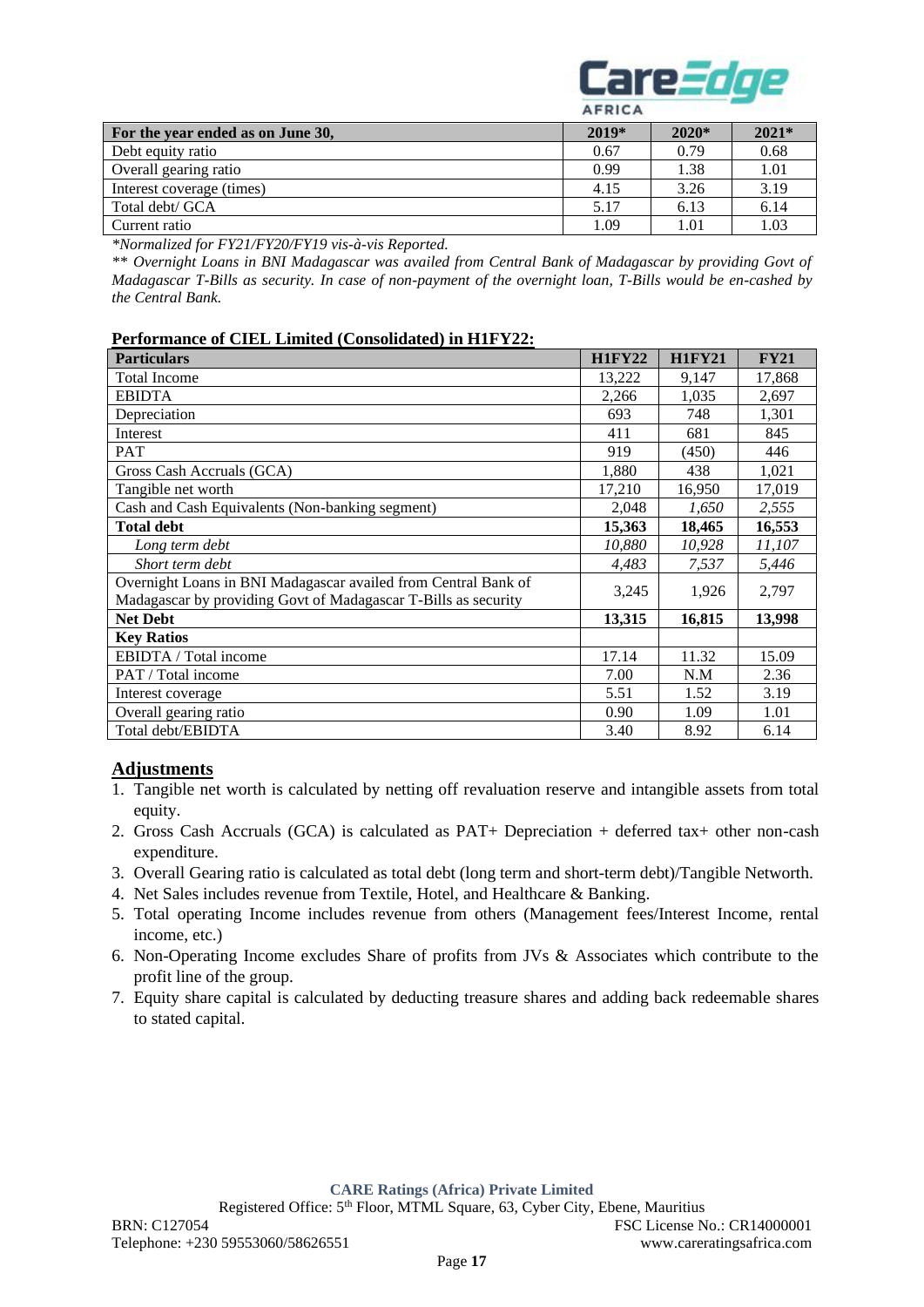| For the year ended as on June 30, | 2019* | 2020* | 2021* |
|---|---|---|---|
| Debt equity ratio | 0.67 | 0.79 | 0.68 |
| Overall gearing ratio | 0.99 | 1.38 | 1.01 |
| Interest coverage (times) | 4.15 | 3.26 | 3.19 |
| Total debt/ GCA | 5.17 | 6.13 | 6.14 |
| Current ratio | 1.09 | 1.01 | 1.03 |

*\*Normalized for FY21/FY20/FY19 vis-à-vis Reported.*

*\*\* Overnight Loans in BNI Madagascar was availed from Central Bank of Madagascar by providing Govt of Madagascar T-Bills as security. In case of non-payment of the overnight loan, T-Bills would be en-cashed by the Central Bank.*

**Performance of CIEL Limited (Consolidated) in H1FY22:**

| Particulars | H1FY22 | H1FY21 | FY21 |
|---|---|---|---|
| Total Income | 13,222 | 9,147 | 17,868 |
| EBIDTA | 2,266 | 1,035 | 2,697 |
| Depreciation | 693 | 748 | 1,301 |
| Interest | 411 | 681 | 845 |
| PAT | 919 | (450) | 446 |
| Gross Cash Accruals (GCA) | 1,880 | 438 | 1,021 |
| Tangible net worth | 17,210 | 16,950 | 17,019 |
| Cash and Cash Equivalents (Non-banking segment) | 2,048 | *1,650* | *2,555* |
| **Total debt** | **15,363** | **18,465** | **16,553** |
| *Long term debt* | *10,880* | *10,928* | *11,107* |
| *Short term debt* | *4,483* | *7,537* | *5,446* |
| Overnight Loans in BNI Madagascar availed from Central Bank of Madagascar by providing Govt of Madagascar T-Bills as security | 3,245 | 1,926 | 2,797 |
| **Net Debt** | **13,315** | **16,815** | **13,998** |
| **Key Ratios** | | | |
| EBIDTA / Total income | 17.14 | 11.32 | 15.09 |
| PAT / Total income | 7.00 | N.M | 2.36 |
| Interest coverage | 5.51 | 1.52 | 3.19 |
| Overall gearing ratio | 0.90 | 1.09 | 1.01 |
| Total debt/EBIDTA | 3.40 | 8.92 | 6.14 |

## Adjustments

1. Tangible net worth is calculated by netting off revaluation reserve and intangible assets from total equity.
2. Gross Cash Accruals (GCA) is calculated as PAT+ Depreciation + deferred tax+ other non-cash expenditure.
3. Overall Gearing ratio is calculated as total debt (long term and short-term debt)/Tangible Networth.
4. Net Sales includes revenue from Textile, Hotel, and Healthcare & Banking.
5. Total operating Income includes revenue from others (Management fees/Interest Income, rental income, etc.)
6. Non-Operating Income excludes Share of profits from JVs & Associates which contribute to the profit line of the group.
7. Equity share capital is calculated by deducting treasure shares and adding back redeemable shares to stated capital.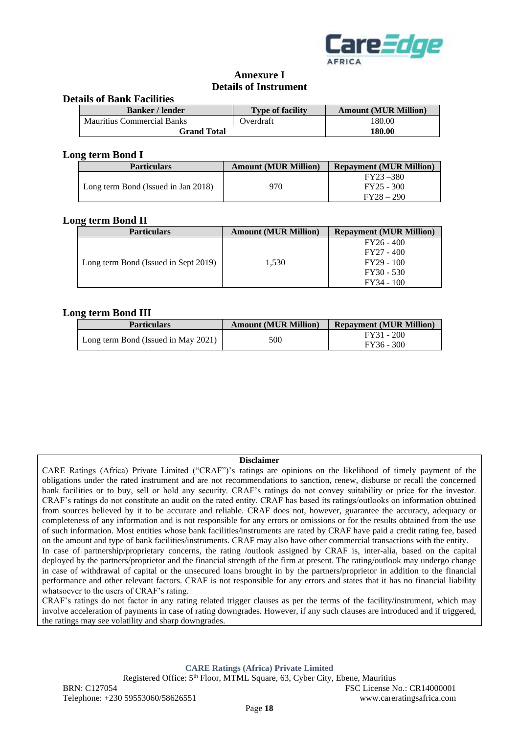# Annexure I
## Details of Instrument

### Details of Bank Facilities

| Banker / lender | Type of facility | Amount (MUR Million) |
|---|---|---|
| Mauritius Commercial Banks | Overdraft | 180.00 |
| **Grand Total** | | **180.00** |

### Long term Bond I

| Particulars | Amount (MUR Million) | Repayment (MUR Million) |
|---|---|---|
| Long term Bond (Issued in Jan 2018) | 970 | FY23 –380<br>FY25 - 300<br>FY28 – 290 |

### Long term Bond II

| Particulars | Amount (MUR Million) | Repayment (MUR Million) |
|---|---|---|
| Long term Bond (Issued in Sept 2019) | 1,530 | FY26 - 400<br>FY27 - 400<br>FY29 - 100<br>FY30 - 530<br>FY34 - 100 |

### Long term Bond III

| Particulars | Amount (MUR Million) | Repayment (MUR Million) |
|---|---|---|
| Long term Bond (Issued in May 2021) | 500 | FY31 - 200<br>FY36 - 300 |

**Disclaimer**

CARE Ratings (Africa) Private Limited ("CRAF")'s ratings are opinions on the likelihood of timely payment of the obligations under the rated instrument and are not recommendations to sanction, renew, disburse or recall the concerned bank facilities or to buy, sell or hold any security. CRAF's ratings do not convey suitability or price for the investor. CRAF's ratings do not constitute an audit on the rated entity. CRAF has based its ratings/outlooks on information obtained from sources believed by it to be accurate and reliable. CRAF does not, however, guarantee the accuracy, adequacy or completeness of any information and is not responsible for any errors or omissions or for the results obtained from the use of such information. Most entities whose bank facilities/instruments are rated by CRAF have paid a credit rating fee, based on the amount and type of bank facilities/instruments. CRAF may also have other commercial transactions with the entity.
In case of partnership/proprietary concerns, the rating /outlook assigned by CRAF is, inter-alia, based on the capital deployed by the partners/proprietor and the financial strength of the firm at present. The rating/outlook may undergo change in case of withdrawal of capital or the unsecured loans brought in by the partners/proprietor in addition to the financial performance and other relevant factors. CRAF is not responsible for any errors and states that it has no financial liability whatsoever to the users of CRAF's rating.
CRAF's ratings do not factor in any rating related trigger clauses as per the terms of the facility/instrument, which may involve acceleration of payments in case of rating downgrades. However, if any such clauses are introduced and if triggered, the ratings may see volatility and sharp downgrades.